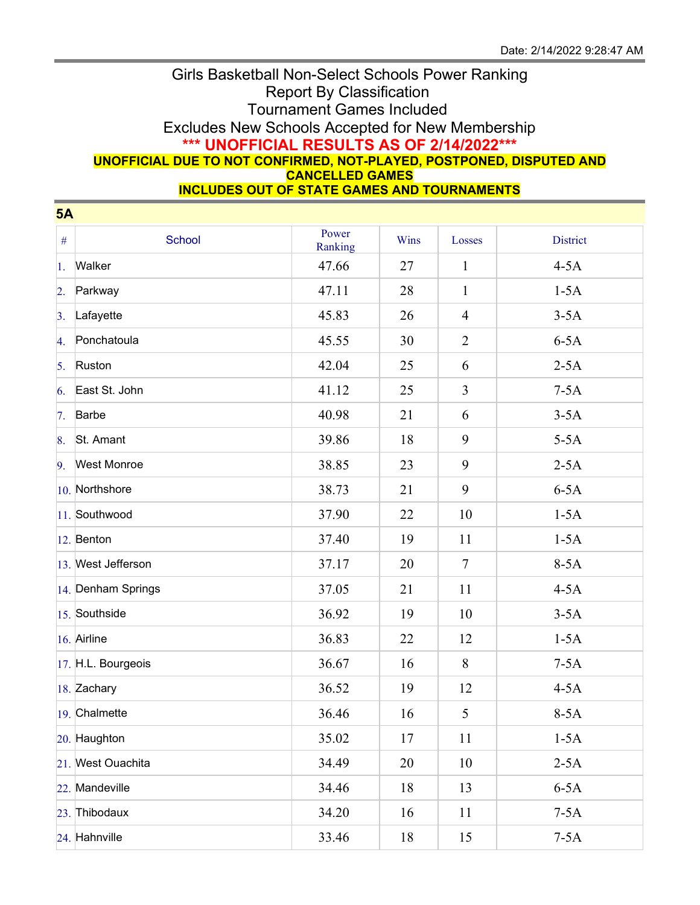Date: 2/14/2022 9:28:47 AM

# Girls Basketball Non-Select Schools Power Ranking
## Report By Classification
## Tournament Games Included
## Excludes New Schools Accepted for New Membership

**\*\*\* UNOFFICIAL RESULTS AS OF 2/14/2022\*\*\***

**UNOFFICIAL DUE TO NOT CONFIRMED, NOT-PLAYED, POSTPONED, DISPUTED AND CANCELLED GAMES**

**INCLUDES OUT OF STATE GAMES AND TOURNAMENTS**

## 5A

| # | School | Power Ranking | Wins | Losses | District |
|---|---|---|---|---|---|
| 1. | Walker | 47.66 | 27 | 1 | 4-5A |
| 2. | Parkway | 47.11 | 28 | 1 | 1-5A |
| 3. | Lafayette | 45.83 | 26 | 4 | 3-5A |
| 4. | Ponchatoula | 45.55 | 30 | 2 | 6-5A |
| 5. | Ruston | 42.04 | 25 | 6 | 2-5A |
| 6. | East St. John | 41.12 | 25 | 3 | 7-5A |
| 7. | Barbe | 40.98 | 21 | 6 | 3-5A |
| 8. | St. Amant | 39.86 | 18 | 9 | 5-5A |
| 9. | West Monroe | 38.85 | 23 | 9 | 2-5A |
| 10. | Northshore | 38.73 | 21 | 9 | 6-5A |
| 11. | Southwood | 37.90 | 22 | 10 | 1-5A |
| 12. | Benton | 37.40 | 19 | 11 | 1-5A |
| 13. | West Jefferson | 37.17 | 20 | 7 | 8-5A |
| 14. | Denham Springs | 37.05 | 21 | 11 | 4-5A |
| 15. | Southside | 36.92 | 19 | 10 | 3-5A |
| 16. | Airline | 36.83 | 22 | 12 | 1-5A |
| 17. | H.L. Bourgeois | 36.67 | 16 | 8 | 7-5A |
| 18. | Zachary | 36.52 | 19 | 12 | 4-5A |
| 19. | Chalmette | 36.46 | 16 | 5 | 8-5A |
| 20. | Haughton | 35.02 | 17 | 11 | 1-5A |
| 21. | West Ouachita | 34.49 | 20 | 10 | 2-5A |
| 22. | Mandeville | 34.46 | 18 | 13 | 6-5A |
| 23. | Thibodaux | 34.20 | 16 | 11 | 7-5A |
| 24. | Hahnville | 33.46 | 18 | 15 | 7-5A |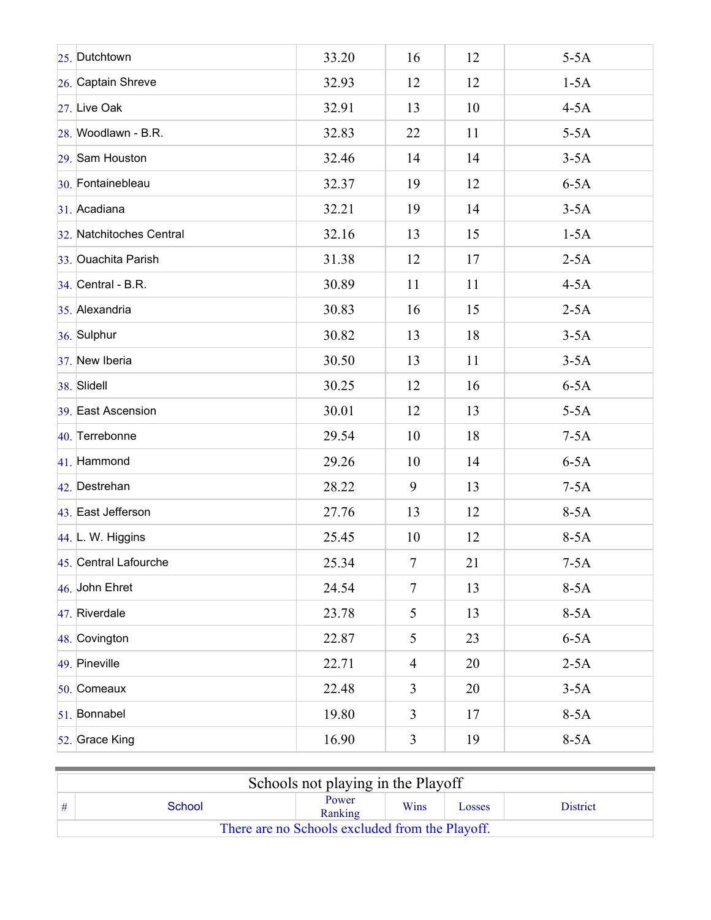| | | | | |
|---|---|---|---|---|
| 25. Dutchtown | 33.20 | 16 | 12 | 5-5A |
| 26. Captain Shreve | 32.93 | 12 | 12 | 1-5A |
| 27. Live Oak | 32.91 | 13 | 10 | 4-5A |
| 28. Woodlawn - B.R. | 32.83 | 22 | 11 | 5-5A |
| 29. Sam Houston | 32.46 | 14 | 14 | 3-5A |
| 30. Fontainebleau | 32.37 | 19 | 12 | 6-5A |
| 31. Acadiana | 32.21 | 19 | 14 | 3-5A |
| 32. Natchitoches Central | 32.16 | 13 | 15 | 1-5A |
| 33. Ouachita Parish | 31.38 | 12 | 17 | 2-5A |
| 34. Central - B.R. | 30.89 | 11 | 11 | 4-5A |
| 35. Alexandria | 30.83 | 16 | 15 | 2-5A |
| 36. Sulphur | 30.82 | 13 | 18 | 3-5A |
| 37. New Iberia | 30.50 | 13 | 11 | 3-5A |
| 38. Slidell | 30.25 | 12 | 16 | 6-5A |
| 39. East Ascension | 30.01 | 12 | 13 | 5-5A |
| 40. Terrebonne | 29.54 | 10 | 18 | 7-5A |
| 41. Hammond | 29.26 | 10 | 14 | 6-5A |
| 42. Destrehan | 28.22 | 9 | 13 | 7-5A |
| 43. East Jefferson | 27.76 | 13 | 12 | 8-5A |
| 44. L. W. Higgins | 25.45 | 10 | 12 | 8-5A |
| 45. Central Lafourche | 25.34 | 7 | 21 | 7-5A |
| 46. John Ehret | 24.54 | 7 | 13 | 8-5A |
| 47. Riverdale | 23.78 | 5 | 13 | 8-5A |
| 48. Covington | 22.87 | 5 | 23 | 6-5A |
| 49. Pineville | 22.71 | 4 | 20 | 2-5A |
| 50. Comeaux | 22.48 | 3 | 20 | 3-5A |
| 51. Bonnabel | 19.80 | 3 | 17 | 8-5A |
| 52. Grace King | 16.90 | 3 | 19 | 8-5A |

Schools not playing in the Playoff

| # | School | Power Ranking | Wins | Losses | District |
|---|---|---|---|---|---|

There are no Schools excluded from the Playoff.